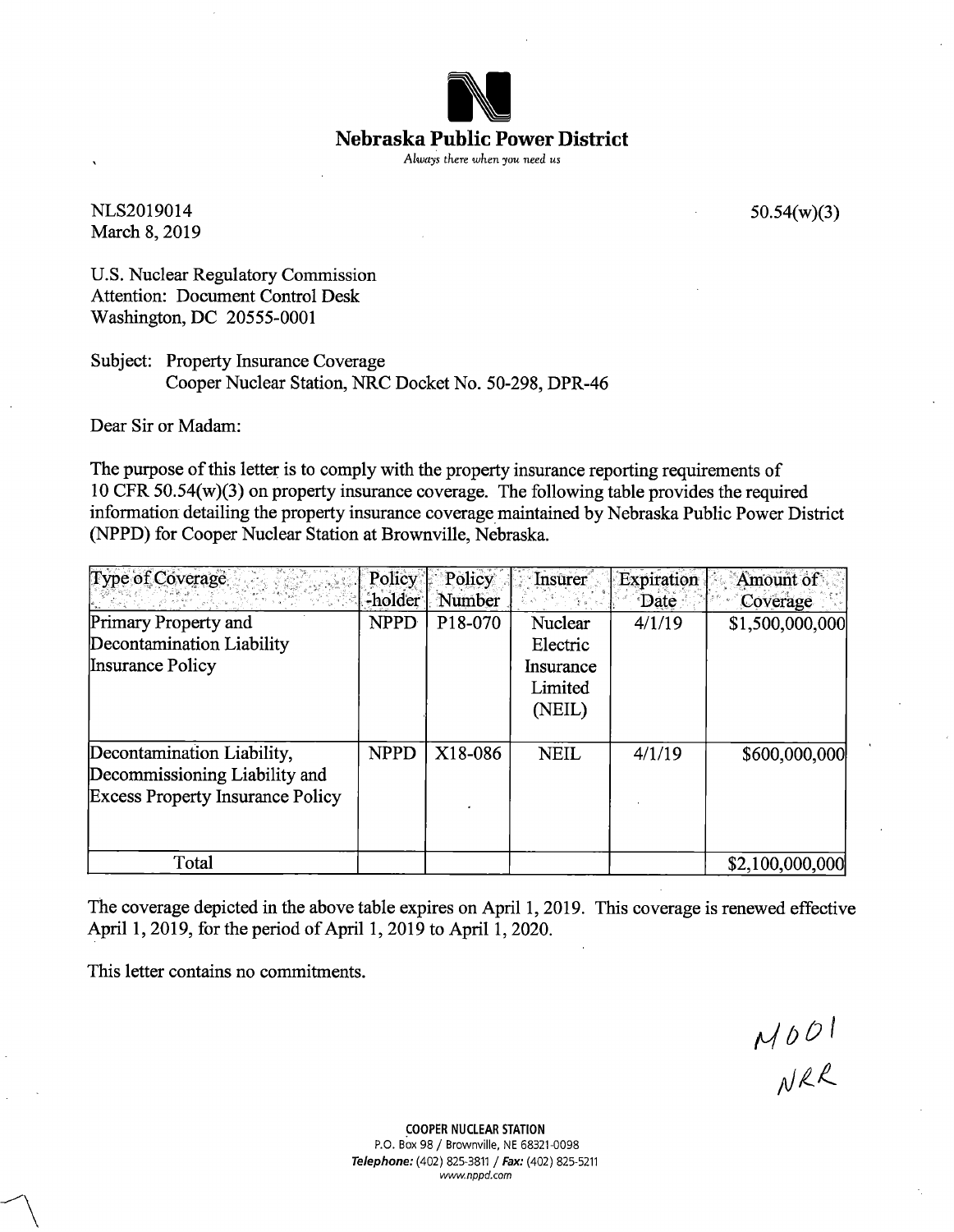# Nebraska Public Power District

*Always there when you need us*

NLS2019014
March 8, 2019

50.54(w)(3)

U.S. Nuclear Regulatory Commission
Attention: Document Control Desk
Washington, DC 20555-0001

Subject: Property Insurance Coverage
Cooper Nuclear Station, NRC Docket No. 50-298, DPR-46

Dear Sir or Madam:

The purpose of this letter is to comply with the property insurance reporting requirements of 10 CFR 50.54(w)(3) on property insurance coverage. The following table provides the required information detailing the property insurance coverage maintained by Nebraska Public Power District (NPPD) for Cooper Nuclear Station at Brownville, Nebraska.

| Type of Coverage | Policy -holder | Policy Number | Insurer | Expiration Date | Amount of Coverage |
|---|---|---|---|---|---|
| Primary Property and Decontamination Liability Insurance Policy | NPPD | P18-070 | Nuclear Electric Insurance Limited (NEIL) | 4/1/19 | $1,500,000,000 |
| Decontamination Liability, Decommissioning Liability and Excess Property Insurance Policy | NPPD | X18-086 | NEIL | 4/1/19 | $600,000,000 |
| Total | | | | | $2,100,000,000 |

The coverage depicted in the above table expires on April 1, 2019. This coverage is renewed effective April 1, 2019, for the period of April 1, 2019 to April 1, 2020.

This letter contains no commitments.

M001
NRR

**COOPER NUCLEAR STATION**
P.O. Box 98 / Brownville, NE 68321-0098
***Telephone:*** (402) 825-3811 / ***Fax:*** (402) 825-5211
www.nppd.com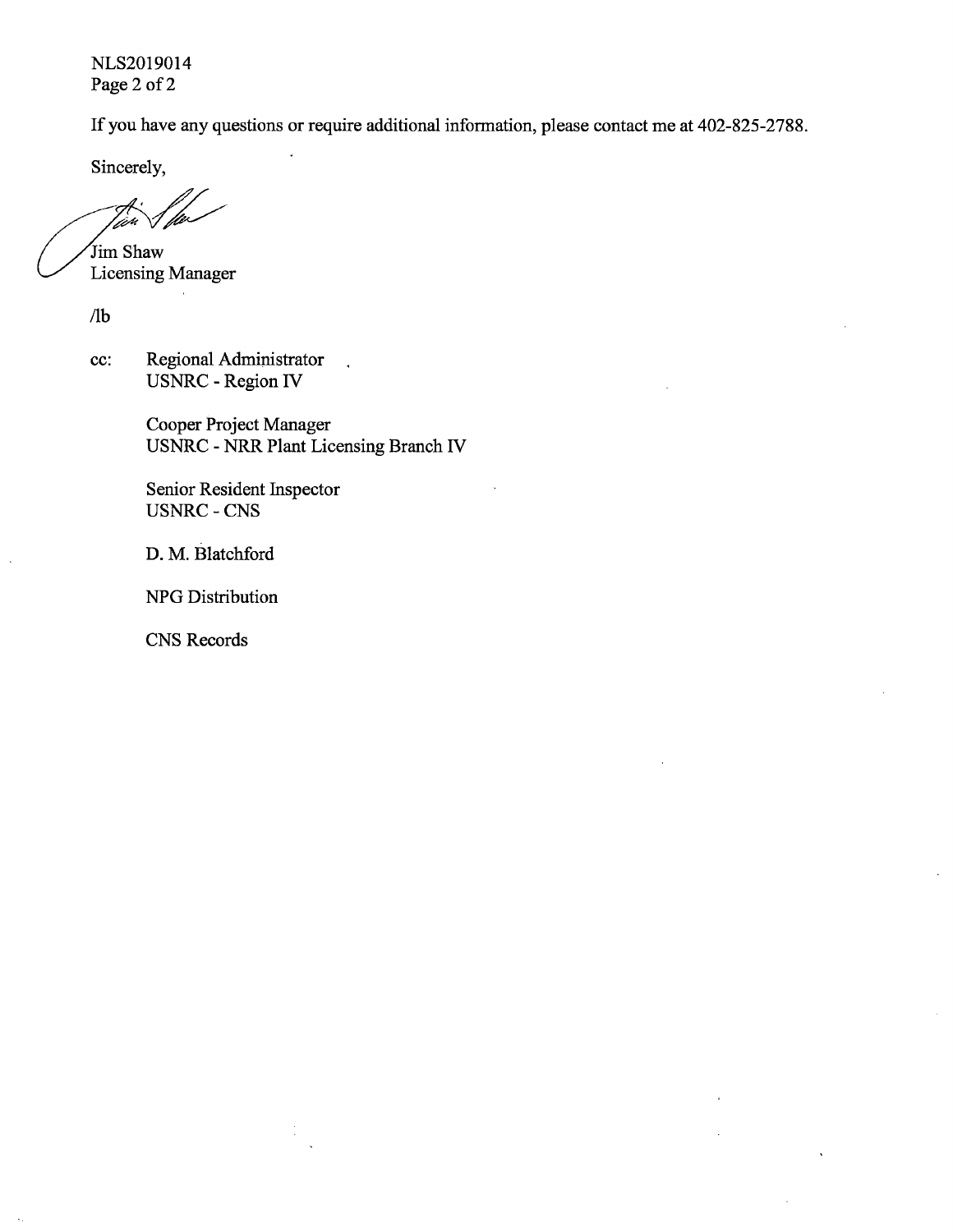If you have any questions or require additional information, please contact me at 402-825-2788.

Sincerely,

Jim Shaw
Licensing Manager

/lb

cc: Regional Administrator
USNRC - Region IV

Cooper Project Manager
USNRC - NRR Plant Licensing Branch IV

Senior Resident Inspector
USNRC - CNS

D. M. Blatchford

NPG Distribution

CNS Records